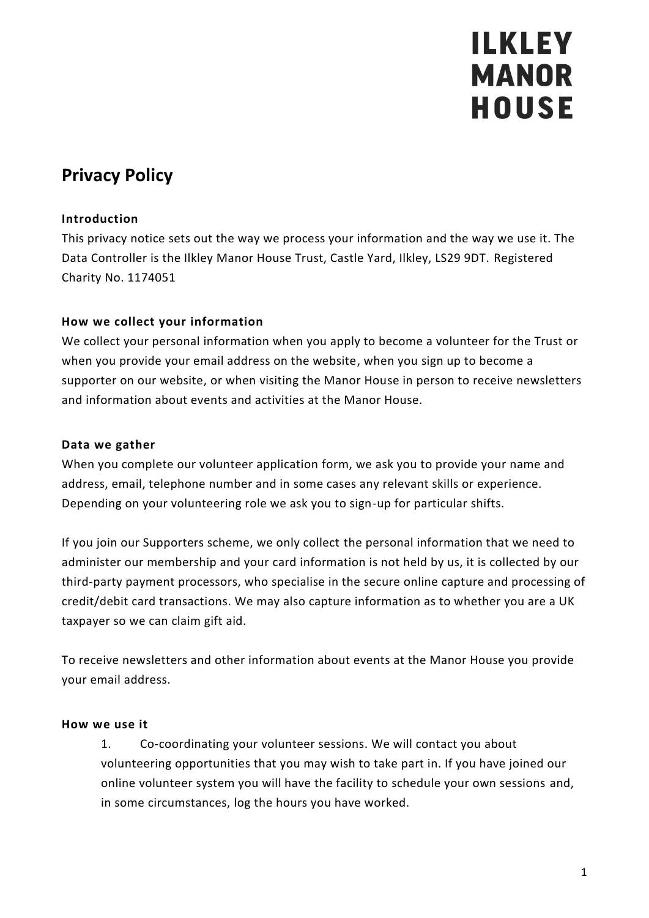ILKLEY
MANOR
HOUSE

# Privacy Policy

### Introduction

This privacy notice sets out the way we process your information and the way we use it. The Data Controller is the Ilkley Manor House Trust, Castle Yard, Ilkley, LS29 9DT. Registered Charity No. 1174051

### How we collect your information

We collect your personal information when you apply to become a volunteer for the Trust or when you provide your email address on the website, when you sign up to become a supporter on our website, or when visiting the Manor House in person to receive newsletters and information about events and activities at the Manor House.

### Data we gather

When you complete our volunteer application form, we ask you to provide your name and address, email, telephone number and in some cases any relevant skills or experience. Depending on your volunteering role we ask you to sign-up for particular shifts.

If you join our Supporters scheme, we only collect the personal information that we need to administer our membership and your card information is not held by us, it is collected by our third-party payment processors, who specialise in the secure online capture and processing of credit/debit card transactions. We may also capture information as to whether you are a UK taxpayer so we can claim gift aid.

To receive newsletters and other information about events at the Manor House you provide your email address.

### How we use it

1. Co-coordinating your volunteer sessions. We will contact you about volunteering opportunities that you may wish to take part in. If you have joined our online volunteer system you will have the facility to schedule your own sessions and, in some circumstances, log the hours you have worked.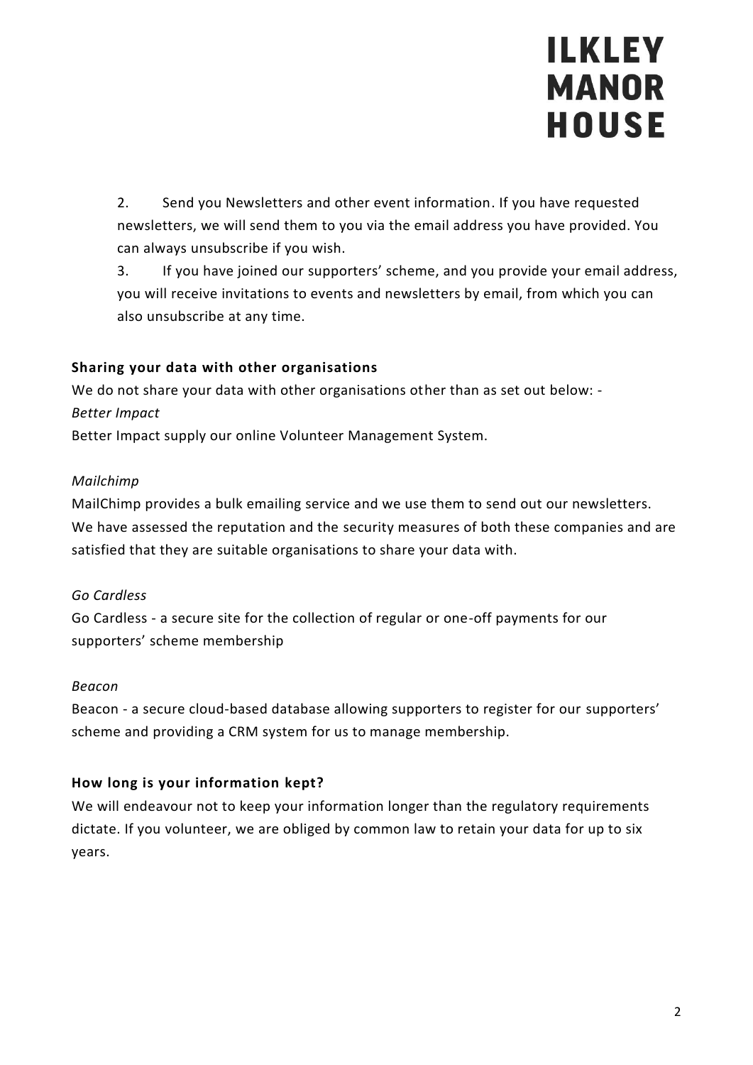2. Send you Newsletters and other event information. If you have requested newsletters, we will send them to you via the email address you have provided. You can always unsubscribe if you wish.
3. If you have joined our supporters' scheme, and you provide your email address, you will receive invitations to events and newsletters by email, from which you can also unsubscribe at any time.

**Sharing your data with other organisations**

We do not share your data with other organisations other than as set out below: -

*Better Impact*

Better Impact supply our online Volunteer Management System.

*Mailchimp*

MailChimp provides a bulk emailing service and we use them to send out our newsletters. We have assessed the reputation and the security measures of both these companies and are satisfied that they are suitable organisations to share your data with.

*Go Cardless*

Go Cardless - a secure site for the collection of regular or one-off payments for our supporters' scheme membership

*Beacon*

Beacon - a secure cloud-based database allowing supporters to register for our supporters' scheme and providing a CRM system for us to manage membership.

**How long is your information kept?**

We will endeavour not to keep your information longer than the regulatory requirements dictate. If you volunteer, we are obliged by common law to retain your data for up to six years.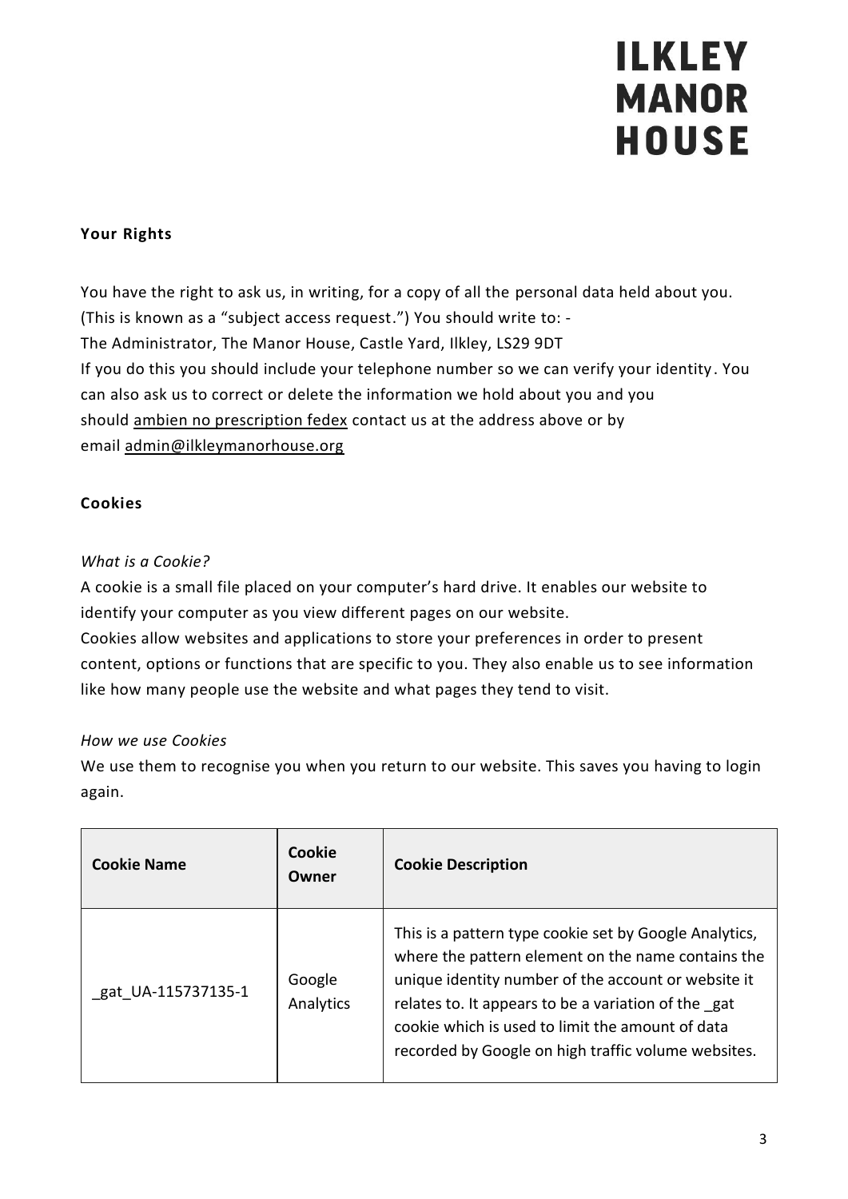**Your Rights**

You have the right to ask us, in writing, for a copy of all the personal data held about you. (This is known as a "subject access request.") You should write to: -
The Administrator, The Manor House, Castle Yard, Ilkley, LS29 9DT
If you do this you should include your telephone number so we can verify your identity. You can also ask us to correct or delete the information we hold about you and you should ambien no prescription fedex contact us at the address above or by email admin@ilkleymanorhouse.org

**Cookies**

*What is a Cookie?*
A cookie is a small file placed on your computer's hard drive. It enables our website to identify your computer as you view different pages on our website.
Cookies allow websites and applications to store your preferences in order to present content, options or functions that are specific to you. They also enable us to see information like how many people use the website and what pages they tend to visit.

*How we use Cookies*
We use them to recognise you when you return to our website. This saves you having to login again.

| Cookie Name | Cookie Owner | Cookie Description |
| --- | --- | --- |
| _gat_UA-115737135-1 | Google Analytics | This is a pattern type cookie set by Google Analytics, where the pattern element on the name contains the unique identity number of the account or website it relates to. It appears to be a variation of the _gat cookie which is used to limit the amount of data recorded by Google on high traffic volume websites. |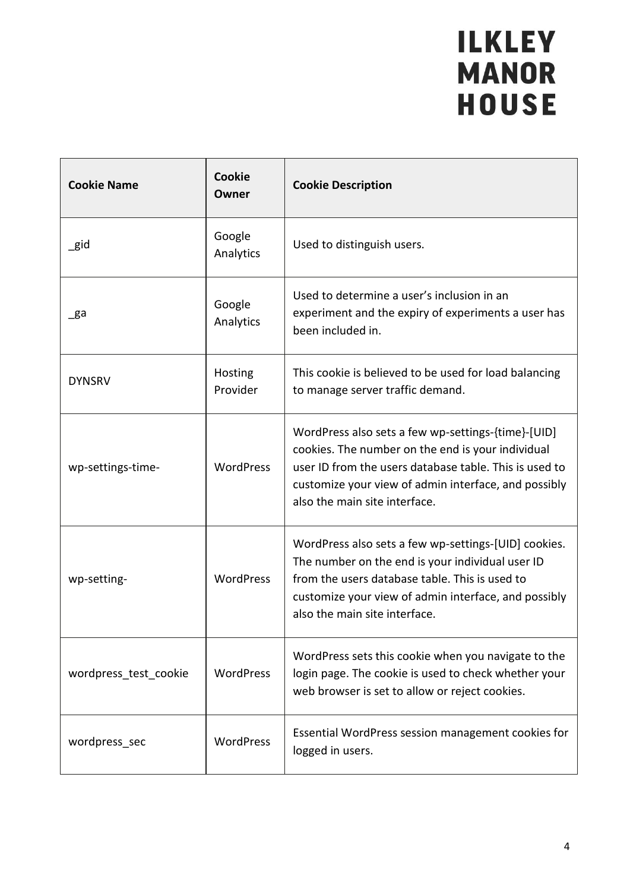| Cookie Name | Cookie Owner | Cookie Description |
| --- | --- | --- |
| _gid | Google Analytics | Used to distinguish users. |
| _ga | Google Analytics | Used to determine a user's inclusion in an experiment and the expiry of experiments a user has been included in. |
| DYNSRV | Hosting Provider | This cookie is believed to be used for load balancing to manage server traffic demand. |
| wp-settings-time- | WordPress | WordPress also sets a few wp-settings-{time}-[UID] cookies. The number on the end is your individual user ID from the users database table. This is used to customize your view of admin interface, and possibly also the main site interface. |
| wp-setting- | WordPress | WordPress also sets a few wp-settings-[UID] cookies. The number on the end is your individual user ID from the users database table. This is used to customize your view of admin interface, and possibly also the main site interface. |
| wordpress_test_cookie | WordPress | WordPress sets this cookie when you navigate to the login page. The cookie is used to check whether your web browser is set to allow or reject cookies. |
| wordpress_sec | WordPress | Essential WordPress session management cookies for logged in users. |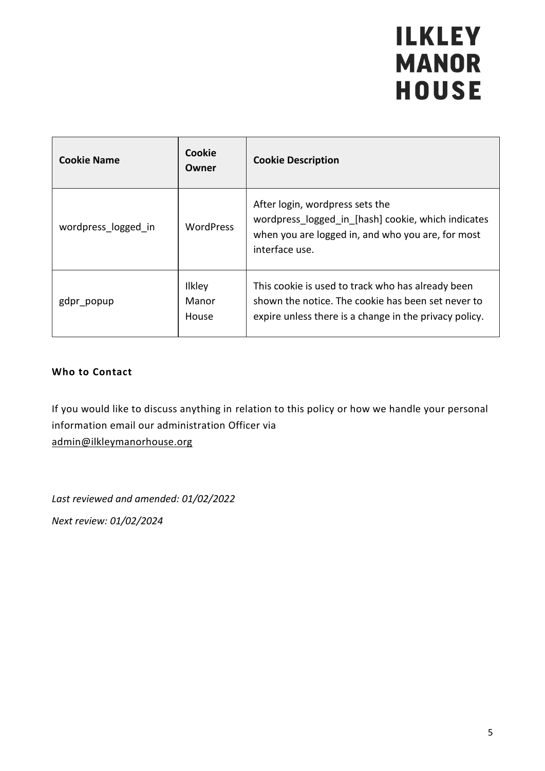| Cookie Name | Cookie Owner | Cookie Description |
|---|---|---|
| wordpress_logged_in | WordPress | After login, wordpress sets the wordpress_logged_in_[hash] cookie, which indicates when you are logged in, and who you are, for most interface use. |
| gdpr_popup | Ilkley Manor House | This cookie is used to track who has already been shown the notice. The cookie has been set never to expire unless there is a change in the privacy policy. |

**Who to Contact**

If you would like to discuss anything in relation to this policy or how we handle your personal information email our administration Officer via admin@ilkleymanorhouse.org

*Last reviewed and amended: 01/02/2022*

*Next review: 01/02/2024*